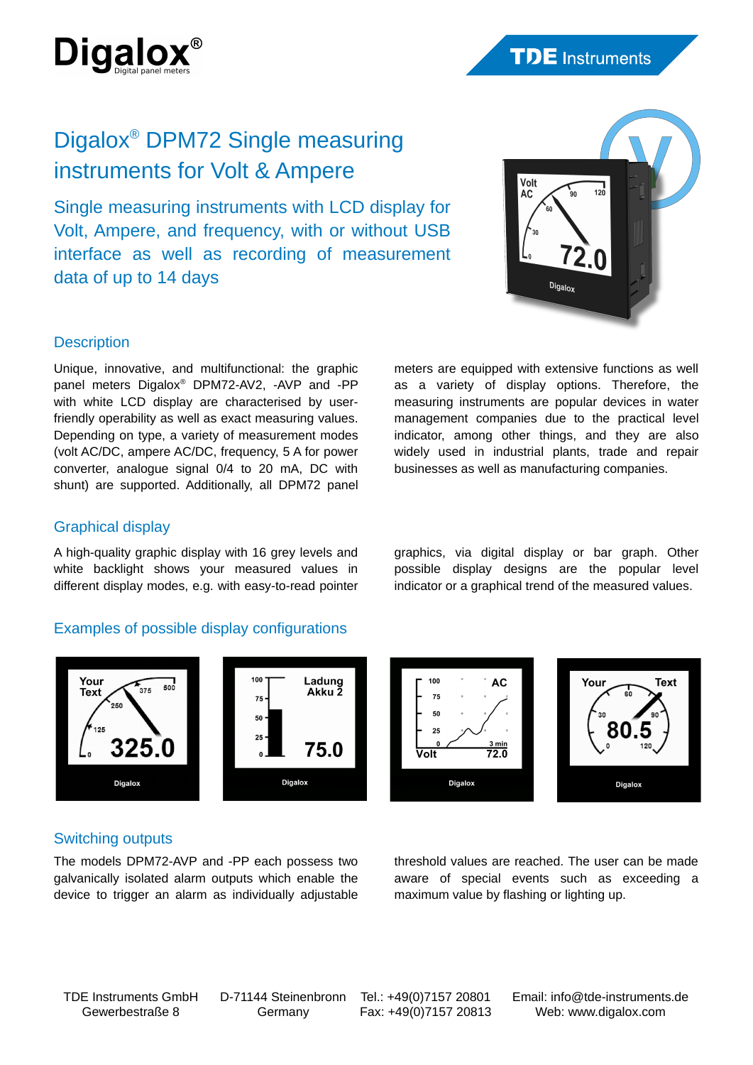# Digalox® DPM72 Single measuring instruments for Volt & Ampere

Single measuring instruments with LCD display for Volt, Ampere, and frequency, with or without USB interface as well as recording of measurement data of up to 14 days

## Description

Unique, innovative, and multifunctional: the graphic panel meters Digalox® DPM72-AV2, -AVP and -PP with white LCD display are characterised by user-friendly operability as well as exact measuring values. Depending on type, a variety of measurement modes (volt AC/DC, ampere AC/DC, frequency, 5 A for power converter, analogue signal 0/4 to 20 mA, DC with shunt) are supported. Additionally, all DPM72 panel meters are equipped with extensive functions as well as a variety of display options. Therefore, the measuring instruments are popular devices in water management companies due to the practical level indicator, among other things, and they are also widely used in industrial plants, trade and repair businesses as well as manufacturing companies.

## Graphical display

A high-quality graphic display with 16 grey levels and white backlight shows your measured values in different display modes, e.g. with easy-to-read pointer graphics, via digital display or bar graph. Other possible display designs are the popular level indicator or a graphical trend of the measured values.

## Examples of possible display configurations

## Switching outputs

The models DPM72-AVP and -PP each possess two galvanically isolated alarm outputs which enable the device to trigger an alarm as individually adjustable threshold values are reached. The user can be made aware of special events such as exceeding a maximum value by flashing or lighting up.

TDE Instruments GmbH
Gewerbestraße 8

D-71144 Steinenbronn
Germany

Tel.: +49(0)7157 20801
Fax: +49(0)7157 20813

Email: info@tde-instruments.de
Web: www.digalox.com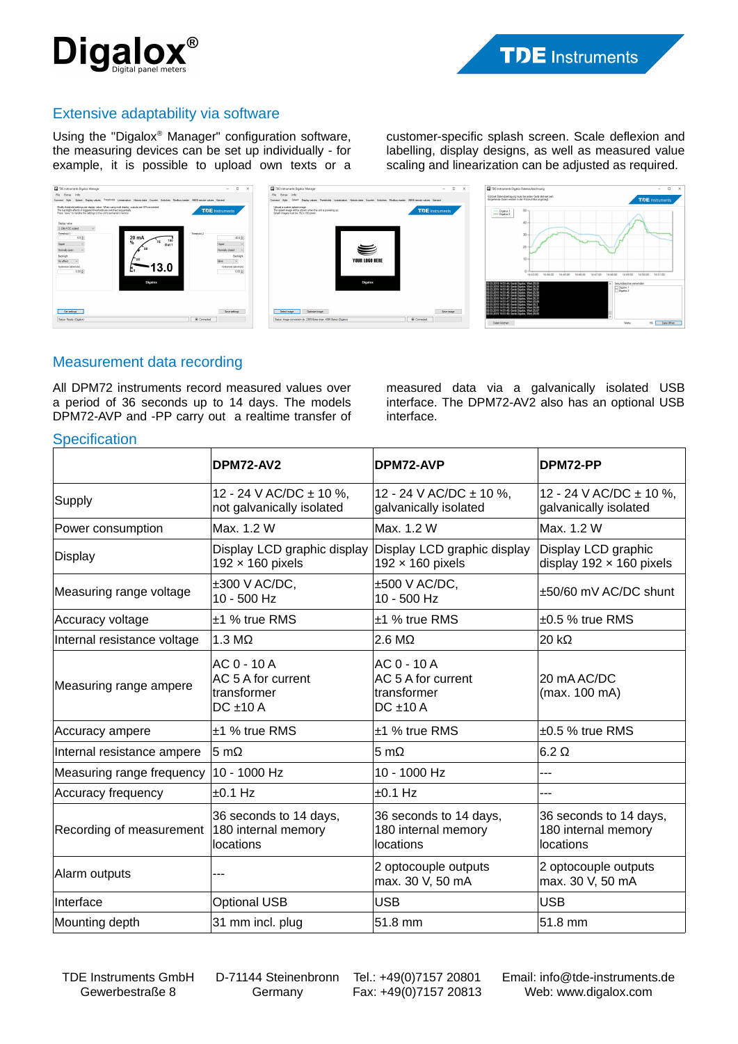## Extensive adaptability via software

Using the "Digalox® Manager" configuration software, the measuring devices can be set up individually - for example, it is possible to upload own texts or a customer-specific splash screen. Scale deflexion and labelling, display designs, as well as measured value scaling and linearization can be adjusted as required.

## Measurement data recording

All DPM72 instruments record measured values over a period of 36 seconds up to 14 days. The models DPM72-AVP and -PP carry out a realtime transfer of measured data via a galvanically isolated USB interface. The DPM72-AV2 also has an optional USB interface.

## Specification

| | DPM72-AV2 | DPM72-AVP | DPM72-PP |
|---|---|---|---|
| Supply | 12 - 24 V AC/DC ± 10 %, not galvanically isolated | 12 - 24 V AC/DC ± 10 %, galvanically isolated | 12 - 24 V AC/DC ± 10 %, galvanically isolated |
| Power consumption | Max. 1.2 W | Max. 1.2 W | Max. 1.2 W |
| Display | Display LCD graphic display 192 × 160 pixels | Display LCD graphic display 192 × 160 pixels | Display LCD graphic display 192 × 160 pixels |
| Measuring range voltage | ±300 V AC/DC, 10 - 500 Hz | ±500 V AC/DC, 10 - 500 Hz | ±50/60 mV AC/DC shunt |
| Accuracy voltage | ±1 % true RMS | ±1 % true RMS | ±0.5 % true RMS |
| Internal resistance voltage | 1.3 MΩ | 2.6 MΩ | 20 kΩ |
| Measuring range ampere | AC 0 - 10 A<br>AC 5 A for current transformer<br>DC ±10 A | AC 0 - 10 A<br>AC 5 A for current transformer<br>DC ±10 A | 20 mA AC/DC (max. 100 mA) |
| Accuracy ampere | ±1 % true RMS | ±1 % true RMS | ±0.5 % true RMS |
| Internal resistance ampere | 5 mΩ | 5 mΩ | 6.2 Ω |
| Measuring range frequency | 10 - 1000 Hz | 10 - 1000 Hz | --- |
| Accuracy frequency | ±0.1 Hz | ±0.1 Hz | --- |
| Recording of measurement | 36 seconds to 14 days, 180 internal memory locations | 36 seconds to 14 days, 180 internal memory locations | 36 seconds to 14 days, 180 internal memory locations |
| Alarm outputs | --- | 2 optocouple outputs max. 30 V, 50 mA | 2 optocouple outputs max. 30 V, 50 mA |
| Interface | Optional USB | USB | USB |
| Mounting depth | 31 mm incl. plug | 51.8 mm | 51.8 mm |

TDE Instruments GmbH
Gewerbestraße 8

D-71144 Steinenbronn
Germany

Tel.: +49(0)7157 20801
Fax: +49(0)7157 20813

Email: info@tde-instruments.de
Web: www.digalox.com